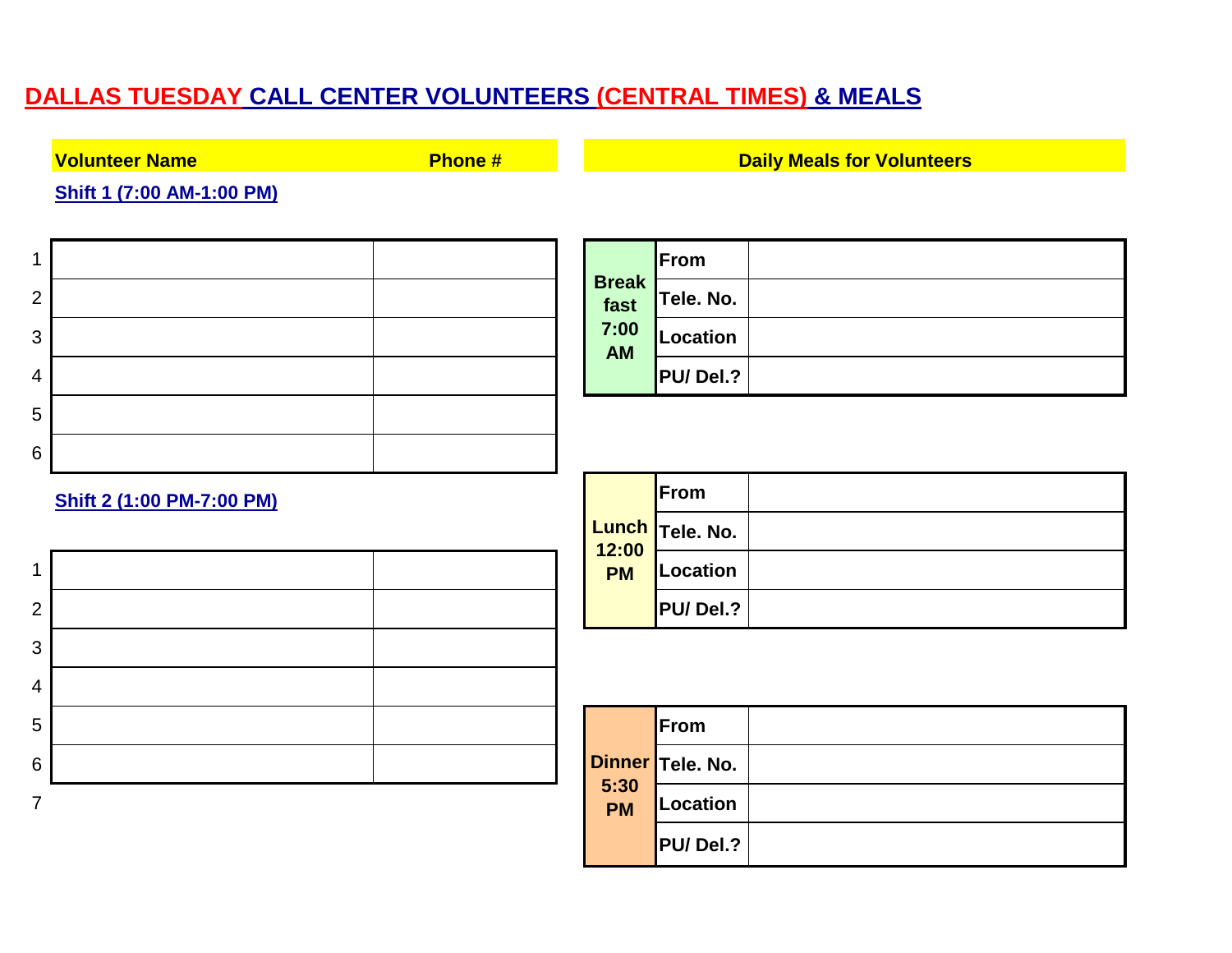# DALLAS TUESDAY CALL CENTER VOLUNTEERS (CENTRAL TIMES) & MEALS

**Shift 1 (7:00 AM-1:00 PM)**

| | Volunteer Name | Phone # |
|---|---|---|
| 1 | | |
| 2 | | |
| 3 | | |
| 4 | | |
| 5 | | |
| 6 | | |

**Shift 2 (1:00 PM-7:00 PM)**

| | Volunteer Name | Phone # |
|---|---|---|
| 1 | | |
| 2 | | |
| 3 | | |
| 4 | | |
| 5 | | |
| 6 | | |
| 7 | | |

**Daily Meals for Volunteers**

| Meal | Field | |
|---|---|---|
| Breakfast 7:00 AM | From | |
| | Tele. No. | |
| | Location | |
| | PU/ Del.? | |

| Meal | Field | |
|---|---|---|
| Lunch 12:00 PM | From | |
| | Tele. No. | |
| | Location | |
| | PU/ Del.? | |

| Meal | Field | |
|---|---|---|
| Dinner 5:30 PM | From | |
| | Tele. No. | |
| | Location | |
| | PU/ Del.? | |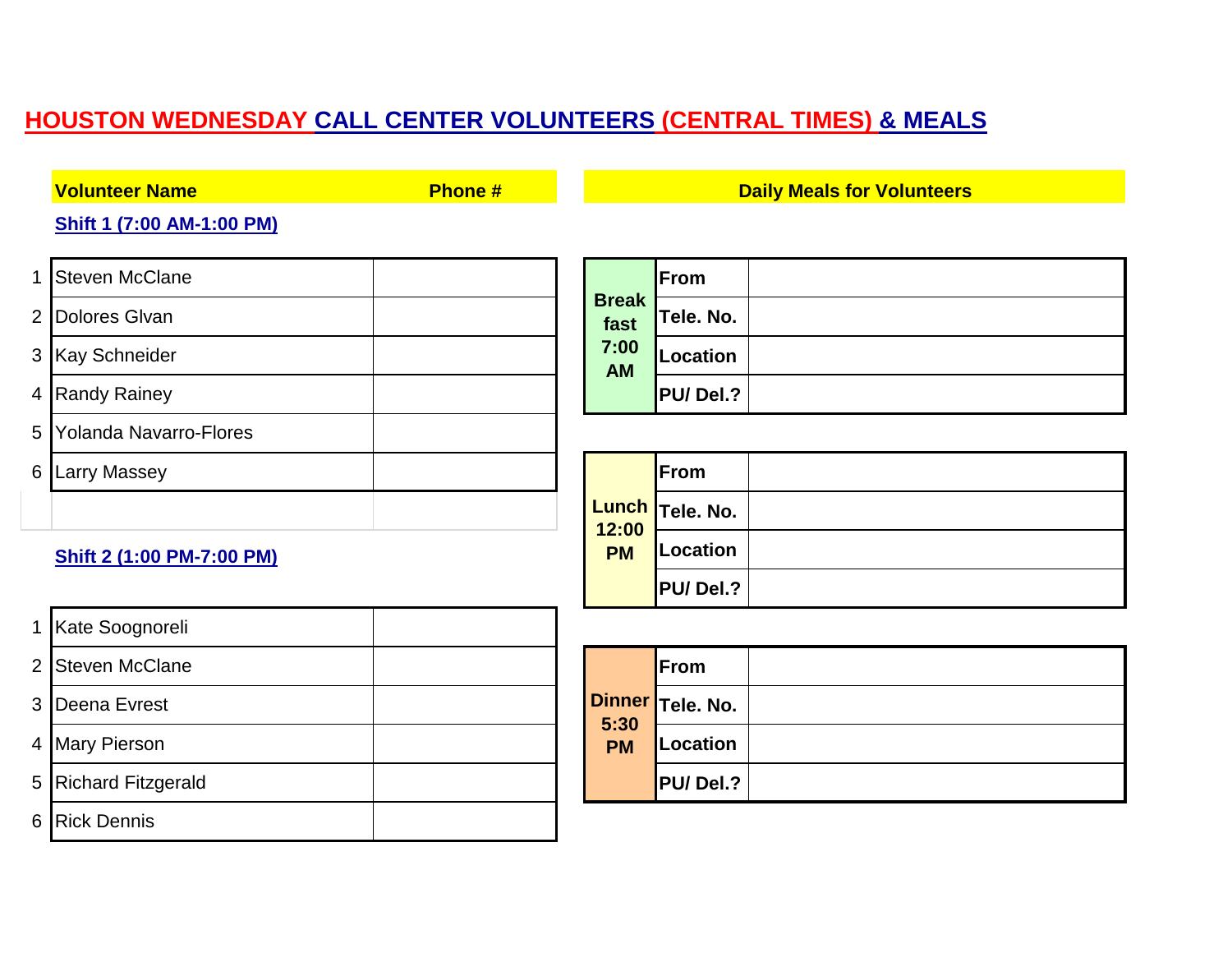# HOUSTON WEDNESDAY CALL CENTER VOLUNTEERS (CENTRAL TIMES) & MEALS

| | Volunteer Name | Phone # |
|---|---|---|
| | **Shift 1 (7:00 AM-1:00 PM)** | |
| 1 | Steven McClane | |
| 2 | Dolores Glvan | |
| 3 | Kay Schneider | |
| 4 | Randy Rainey | |
| 5 | Yolanda Navarro-Flores | |
| 6 | Larry Massey | |
| | | |
| | **Shift 2 (1:00 PM-7:00 PM)** | |
| 1 | Kate Soognoreli | |
| 2 | Steven McClane | |
| 3 | Deena Evrest | |
| 4 | Mary Pierson | |
| 5 | Richard Fitzgerald | |
| 6 | Rick Dennis | |

**Daily Meals for Volunteers**

| Meal | Field | |
|---|---|---|
| **Breakfast 7:00 AM** | **From** | |
| | **Tele. No.** | |
| | **Location** | |
| | **PU/ Del.?** | |

| Meal | Field | |
|---|---|---|
| **Lunch 12:00 PM** | **From** | |
| | **Tele. No.** | |
| | **Location** | |
| | **PU/ Del.?** | |

| Meal | Field | |
|---|---|---|
| **Dinner 5:30 PM** | **From** | |
| | **Tele. No.** | |
| | **Location** | |
| | **PU/ Del.?** | |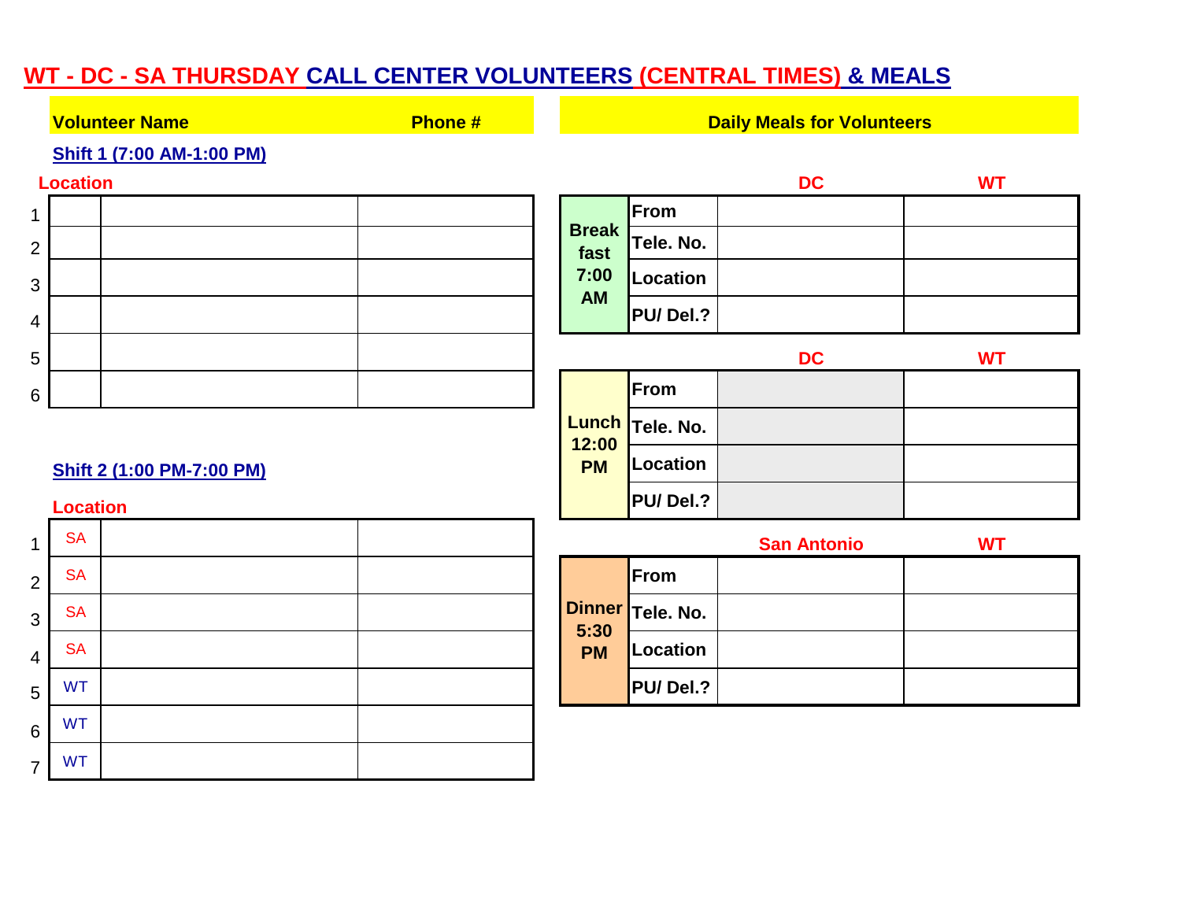# WT - DC - SA THURSDAY CALL CENTER VOLUNTEERS (CENTRAL TIMES) & MEALS

| | Volunteer Name | | Phone # |
|---|---|---|---|

**Shift 1 (7:00 AM-1:00 PM)**

| | Location | Volunteer Name | Phone # |
|---|---|---|---|
| 1 | | | |
| 2 | | | |
| 3 | | | |
| 4 | | | |
| 5 | | | |
| 6 | | | |

**Shift 2 (1:00 PM-7:00 PM)**

| | Location | Volunteer Name | Phone # |
|---|---|---|---|
| 1 | SA | | |
| 2 | SA | | |
| 3 | SA | | |
| 4 | SA | | |
| 5 | WT | | |
| 6 | WT | | |
| 7 | WT | | |

**Daily Meals for Volunteers**

| Meal | | DC | WT |
|---|---|---|---|
| Breakfast 7:00 AM | From | | |
| | Tele. No. | | |
| | Location | | |
| | PU/ Del.? | | |

| Meal | | DC | WT |
|---|---|---|---|
| Lunch 12:00 PM | From | | |
| | Tele. No. | | |
| | Location | | |
| | PU/ Del.? | | |

| Meal | | San Antonio | WT |
|---|---|---|---|
| Dinner 5:30 PM | From | | |
| | Tele. No. | | |
| | Location | | |
| | PU/ Del.? | | |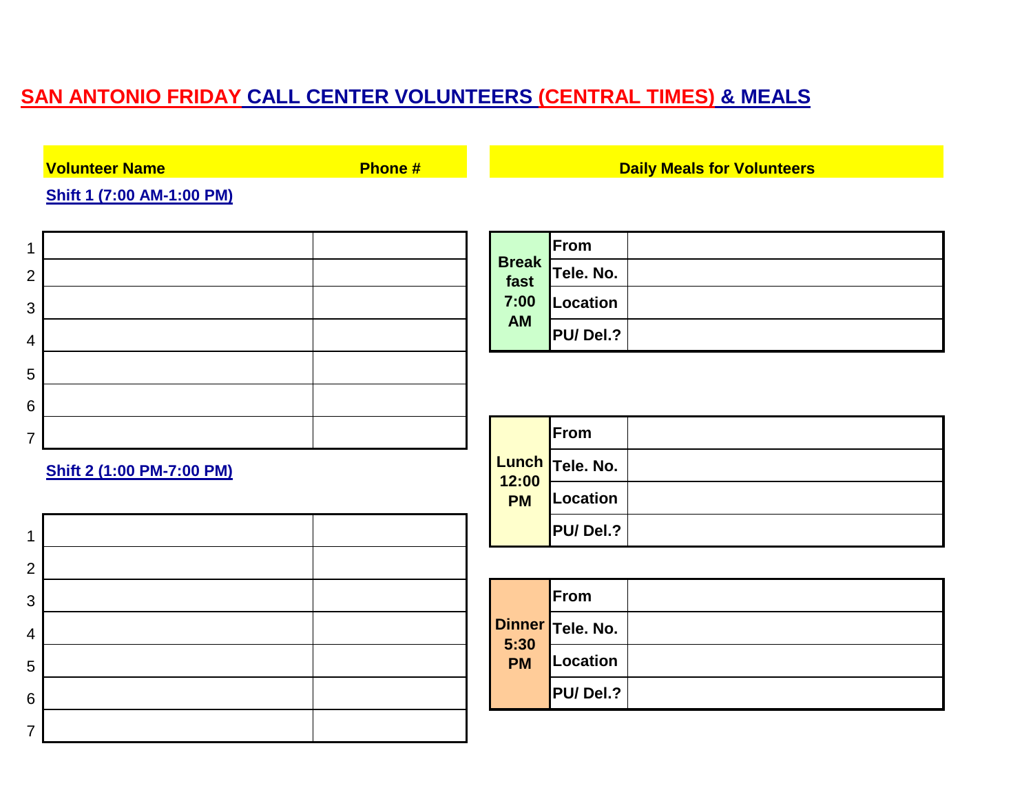# SAN ANTONIO FRIDAY CALL CENTER VOLUNTEERS (CENTRAL TIMES) & MEALS

| | Volunteer Name | Phone # |
|---|---|---|
| | **Shift 1 (7:00 AM-1:00 PM)** | |
| 1 | | |
| 2 | | |
| 3 | | |
| 4 | | |
| 5 | | |
| 6 | | |
| 7 | | |
| | **Shift 2 (1:00 PM-7:00 PM)** | |
| 1 | | |
| 2 | | |
| 3 | | |
| 4 | | |
| 5 | | |
| 6 | | |
| 7 | | |

**Daily Meals for Volunteers**

| | | |
|---|---|---|
| **Breakfast 7:00 AM** | **From** | |
| | **Tele. No.** | |
| | **Location** | |
| | **PU/ Del.?** | |

| | | |
|---|---|---|
| **Lunch 12:00 PM** | **From** | |
| | **Tele. No.** | |
| | **Location** | |
| | **PU/ Del.?** | |

| | | |
|---|---|---|
| **Dinner 5:30 PM** | **From** | |
| | **Tele. No.** | |
| | **Location** | |
| | **PU/ Del.?** | |